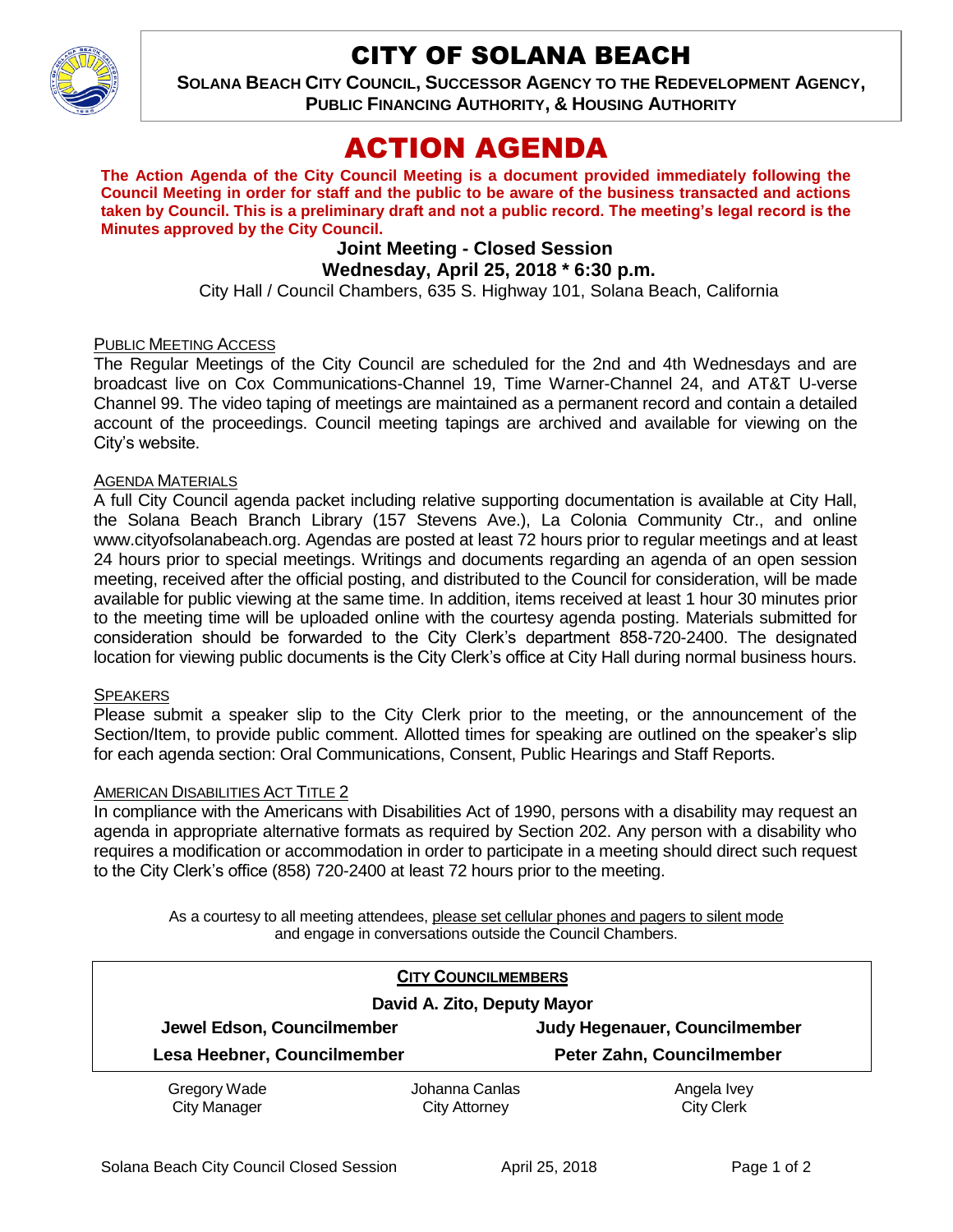# CITY OF SOLANA BEACH

**SOLANA BEACH CITY COUNCIL, SUCCESSOR AGENCY TO THE REDEVELOPMENT AGENCY, PUBLIC FINANCING AUTHORITY, & HOUSING AUTHORITY**

# ACTION AGENDA

**The Action Agenda of the City Council Meeting is a document provided immediately following the Council Meeting in order for staff and the public to be aware of the business transacted and actions taken by Council. This is a preliminary draft and not a public record. The meeting's legal record is the Minutes approved by the City Council.**

**Joint Meeting - Closed Session**
**Wednesday, April 25, 2018 * 6:30 p.m.**

City Hall / Council Chambers, 635 S. Highway 101, Solana Beach, California

PUBLIC MEETING ACCESS

The Regular Meetings of the City Council are scheduled for the 2nd and 4th Wednesdays and are broadcast live on Cox Communications-Channel 19, Time Warner-Channel 24, and AT&T U-verse Channel 99. The video taping of meetings are maintained as a permanent record and contain a detailed account of the proceedings. Council meeting tapings are archived and available for viewing on the City's website.

AGENDA MATERIALS

A full City Council agenda packet including relative supporting documentation is available at City Hall, the Solana Beach Branch Library (157 Stevens Ave.), La Colonia Community Ctr., and online www.cityofsolanabeach.org. Agendas are posted at least 72 hours prior to regular meetings and at least 24 hours prior to special meetings. Writings and documents regarding an agenda of an open session meeting, received after the official posting, and distributed to the Council for consideration, will be made available for public viewing at the same time. In addition, items received at least 1 hour 30 minutes prior to the meeting time will be uploaded online with the courtesy agenda posting. Materials submitted for consideration should be forwarded to the City Clerk's department 858-720-2400. The designated location for viewing public documents is the City Clerk's office at City Hall during normal business hours.

SPEAKERS

Please submit a speaker slip to the City Clerk prior to the meeting, or the announcement of the Section/Item, to provide public comment. Allotted times for speaking are outlined on the speaker's slip for each agenda section: Oral Communications, Consent, Public Hearings and Staff Reports.

AMERICAN DISABILITIES ACT TITLE 2

In compliance with the Americans with Disabilities Act of 1990, persons with a disability may request an agenda in appropriate alternative formats as required by Section 202. Any person with a disability who requires a modification or accommodation in order to participate in a meeting should direct such request to the City Clerk's office (858) 720-2400 at least 72 hours prior to the meeting.

As a courtesy to all meeting attendees, please set cellular phones and pagers to silent mode and engage in conversations outside the Council Chambers.

**CITY COUNCILMEMBERS**

**David A. Zito, Deputy Mayor**

| | |
|---|---|
| **Jewel Edson, Councilmember** | **Judy Hegenauer, Councilmember** |
| **Lesa Heebner, Councilmember** | **Peter Zahn, Councilmember** |

| | | |
|---|---|---|
| Gregory Wade<br>City Manager | Johanna Canlas<br>City Attorney | Angela Ivey<br>City Clerk |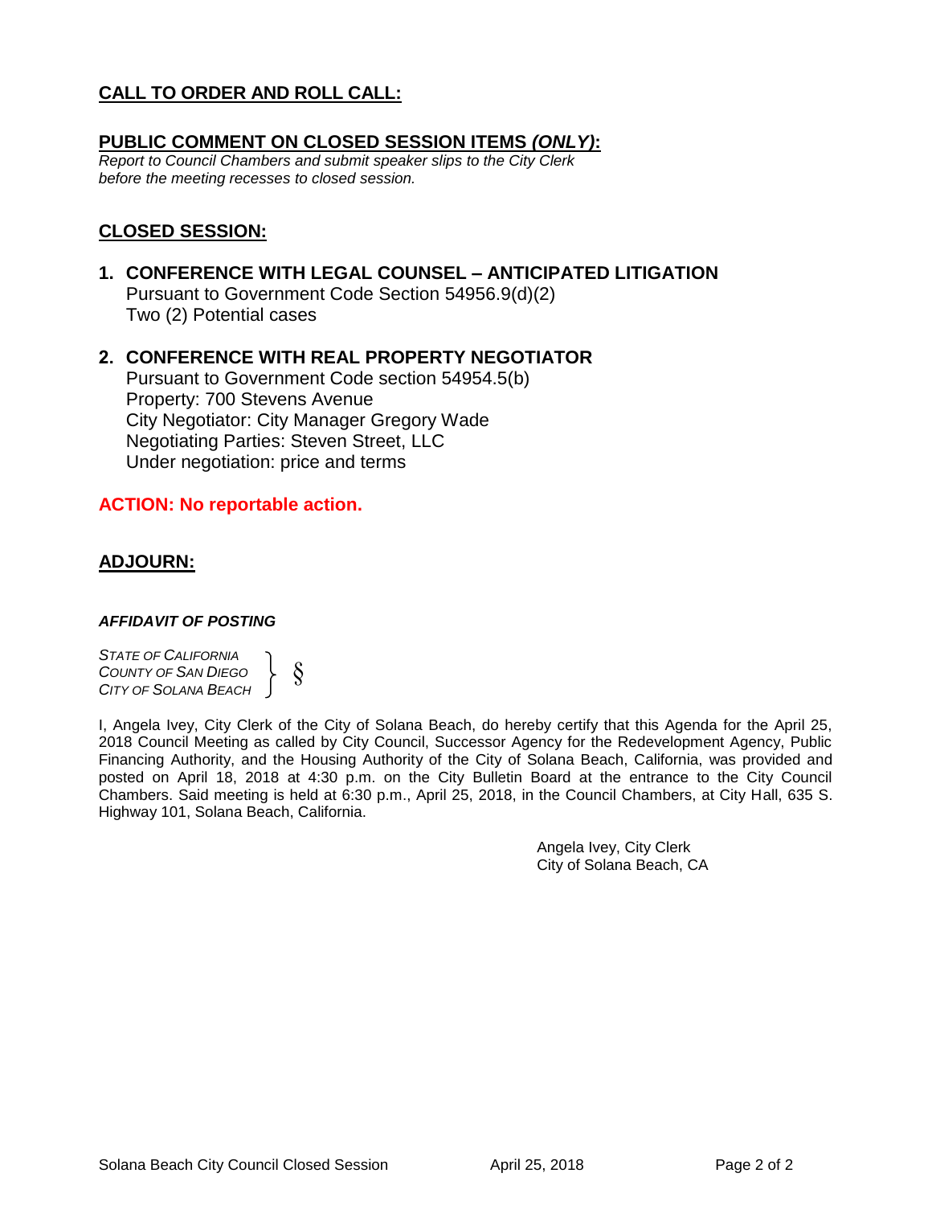## CALL TO ORDER AND ROLL CALL:

## PUBLIC COMMENT ON CLOSED SESSION ITEMS *(ONLY)*:

*Report to Council Chambers and submit speaker slips to the City Clerk before the meeting recesses to closed session.*

## CLOSED SESSION:

**1. CONFERENCE WITH LEGAL COUNSEL – ANTICIPATED LITIGATION**
Pursuant to Government Code Section 54956.9(d)(2)
Two (2) Potential cases

**2. CONFERENCE WITH REAL PROPERTY NEGOTIATOR**
Pursuant to Government Code section 54954.5(b)
Property: 700 Stevens Avenue
City Negotiator: City Manager Gregory Wade
Negotiating Parties: Steven Street, LLC
Under negotiation: price and terms

**ACTION: No reportable action.**

## ADJOURN:

***AFFIDAVIT OF POSTING***

*STATE OF CALIFORNIA*
*COUNTY OF SAN DIEGO* §
*CITY OF SOLANA BEACH*

I, Angela Ivey, City Clerk of the City of Solana Beach, do hereby certify that this Agenda for the April 25, 2018 Council Meeting as called by City Council, Successor Agency for the Redevelopment Agency, Public Financing Authority, and the Housing Authority of the City of Solana Beach, California, was provided and posted on April 18, 2018 at 4:30 p.m. on the City Bulletin Board at the entrance to the City Council Chambers. Said meeting is held at 6:30 p.m., April 25, 2018, in the Council Chambers, at City Hall, 635 S. Highway 101, Solana Beach, California.

Angela Ivey, City Clerk
City of Solana Beach, CA